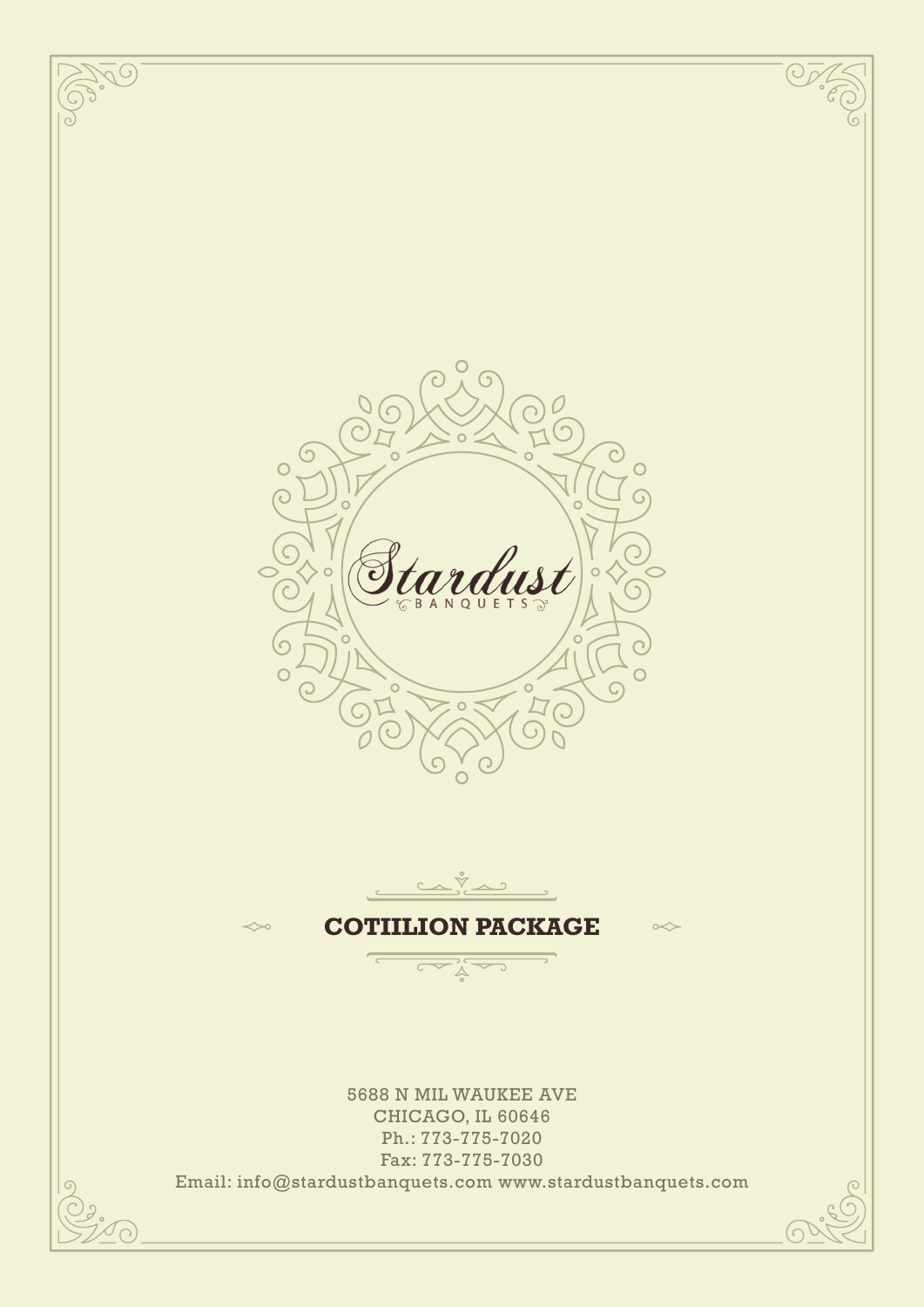Stardust

BANQUETS

# COTIILION PACKAGE

5688 N MIL WAUKEE AVE
CHICAGO, IL 60646
Ph.: 773-775-7020
Fax: 773-775-7030
Email: info@stardustbanquets.com www.stardustbanquets.com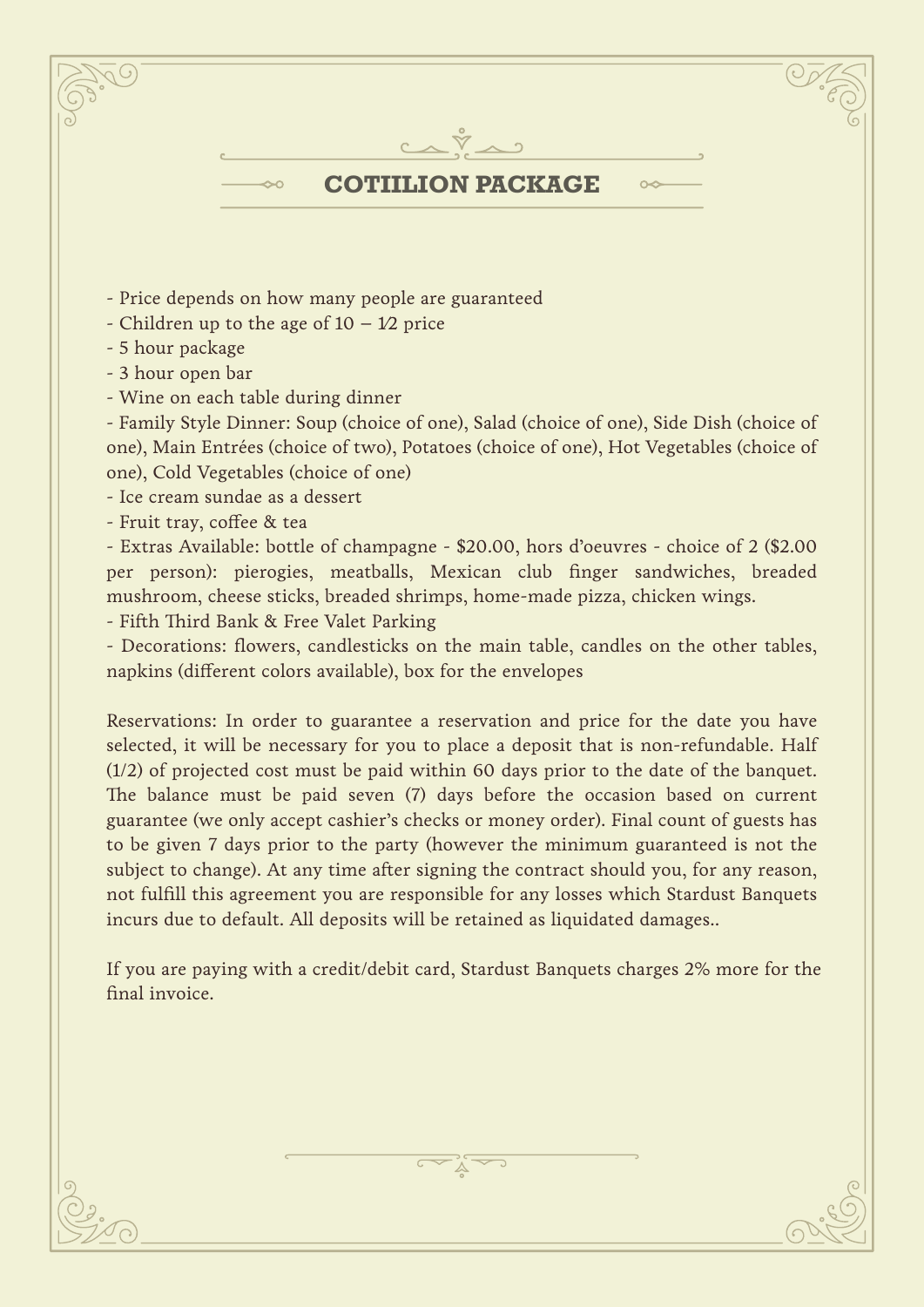## COTIILION PACKAGE

- Price depends on how many people are guaranteed
- Children up to the age of 10 – 1/2 price
- 5 hour package
- 3 hour open bar
- Wine on each table during dinner
- Family Style Dinner: Soup (choice of one), Salad (choice of one), Side Dish (choice of one), Main Entrées (choice of two), Potatoes (choice of one), Hot Vegetables (choice of one), Cold Vegetables (choice of one)
- Ice cream sundae as a dessert
- Fruit tray, coffee & tea
- Extras Available: bottle of champagne - $20.00, hors d'oeuvres - choice of 2 ($2.00 per person): pierogies, meatballs, Mexican club finger sandwiches, breaded mushroom, cheese sticks, breaded shrimps, home-made pizza, chicken wings.
- Fifth Third Bank & Free Valet Parking
- Decorations: flowers, candlesticks on the main table, candles on the other tables, napkins (different colors available), box for the envelopes

Reservations: In order to guarantee a reservation and price for the date you have selected, it will be necessary for you to place a deposit that is non-refundable. Half (1/2) of projected cost must be paid within 60 days prior to the date of the banquet. The balance must be paid seven (7) days before the occasion based on current guarantee (we only accept cashier's checks or money order). Final count of guests has to be given 7 days prior to the party (however the minimum guaranteed is not the subject to change). At any time after signing the contract should you, for any reason, not fulfill this agreement you are responsible for any losses which Stardust Banquets incurs due to default. All deposits will be retained as liquidated damages..

If you are paying with a credit/debit card, Stardust Banquets charges 2% more for the final invoice.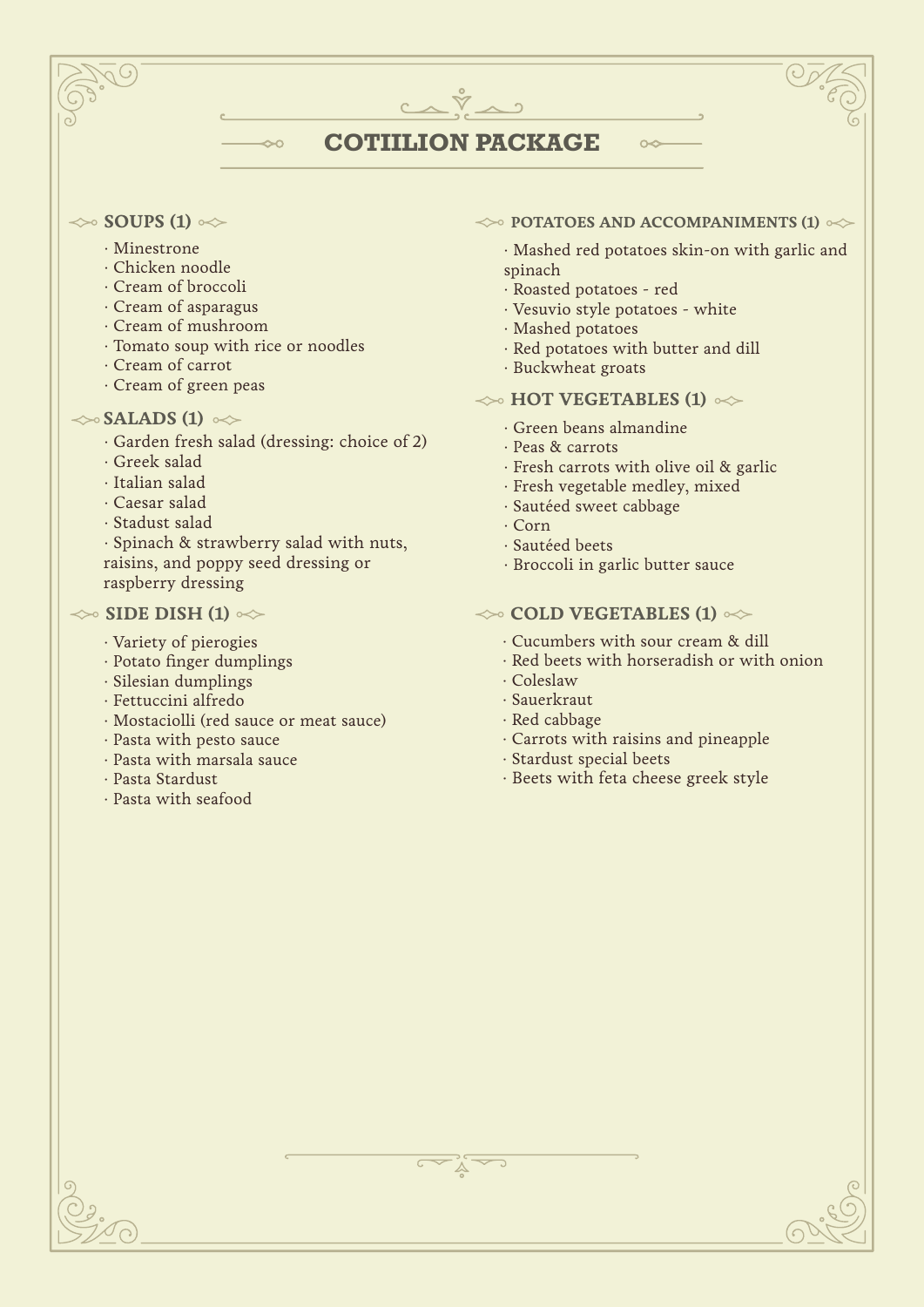# COTIILION PACKAGE

## SOUPS (1)

- Minestrone
- Chicken noodle
- Cream of broccoli
- Cream of asparagus
- Cream of mushroom
- Tomato soup with rice or noodles
- Cream of carrot
- Cream of green peas

## SALADS (1)

- Garden fresh salad (dressing: choice of 2)
- Greek salad
- Italian salad
- Caesar salad
- Stadust salad
- Spinach & strawberry salad with nuts, raisins, and poppy seed dressing or raspberry dressing

## SIDE DISH (1)

- Variety of pierogies
- Potato finger dumplings
- Silesian dumplings
- Fettuccini alfredo
- Mostaciolli (red sauce or meat sauce)
- Pasta with pesto sauce
- Pasta with marsala sauce
- Pasta Stardust
- Pasta with seafood

## POTATOES AND ACCOMPANIMENTS (1)

- Mashed red potatoes skin-on with garlic and spinach
- Roasted potatoes - red
- Vesuvio style potatoes - white
- Mashed potatoes
- Red potatoes with butter and dill
- Buckwheat groats

## HOT VEGETABLES (1)

- Green beans almandine
- Peas & carrots
- Fresh carrots with olive oil & garlic
- Fresh vegetable medley, mixed
- Sautéed sweet cabbage
- Corn
- Sautéed beets
- Broccoli in garlic butter sauce

## COLD VEGETABLES (1)

- Cucumbers with sour cream & dill
- Red beets with horseradish or with onion
- Coleslaw
- Sauerkraut
- Red cabbage
- Carrots with raisins and pineapple
- Stardust special beets
- Beets with feta cheese greek style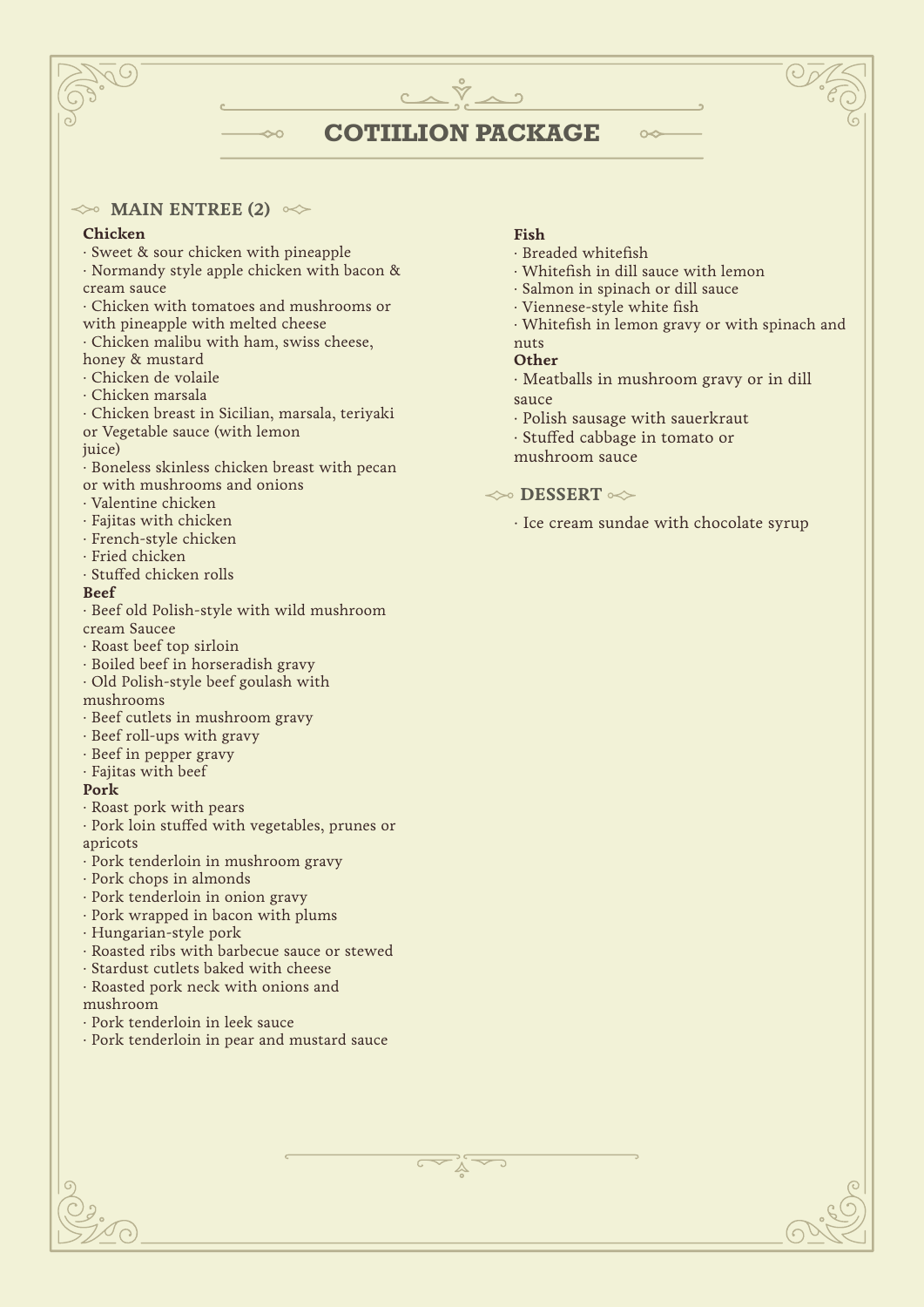# COTIILION PACKAGE

## MAIN ENTREE (2)

**Chicken**

- Sweet & sour chicken with pineapple
- Normandy style apple chicken with bacon & cream sauce
- Chicken with tomatoes and mushrooms or with pineapple with melted cheese
- Chicken malibu with ham, swiss cheese, honey & mustard
- Chicken de volaile
- Chicken marsala
- Chicken breast in Sicilian, marsala, teriyaki or Vegetable sauce (with lemon juice)
- Boneless skinless chicken breast with pecan or with mushrooms and onions
- Valentine chicken
- Fajitas with chicken
- French-style chicken
- Fried chicken
- Stuffed chicken rolls

**Beef**

- Beef old Polish-style with wild mushroom cream Saucee
- Roast beef top sirloin
- Boiled beef in horseradish gravy
- Old Polish-style beef goulash with mushrooms
- Beef cutlets in mushroom gravy
- Beef roll-ups with gravy
- Beef in pepper gravy
- Fajitas with beef

**Pork**

- Roast pork with pears
- Pork loin stuffed with vegetables, prunes or apricots
- Pork tenderloin in mushroom gravy
- Pork chops in almonds
- Pork tenderloin in onion gravy
- Pork wrapped in bacon with plums
- Hungarian-style pork
- Roasted ribs with barbecue sauce or stewed
- Stardust cutlets baked with cheese
- Roasted pork neck with onions and mushroom
- Pork tenderloin in leek sauce
- Pork tenderloin in pear and mustard sauce

**Fish**

- Breaded whitefish
- Whitefish in dill sauce with lemon
- Salmon in spinach or dill sauce
- Viennese-style white fish
- Whitefish in lemon gravy or with spinach and nuts

**Other**

- Meatballs in mushroom gravy or in dill sauce
- Polish sausage with sauerkraut
- Stuffed cabbage in tomato or mushroom sauce

## DESSERT

- Ice cream sundae with chocolate syrup